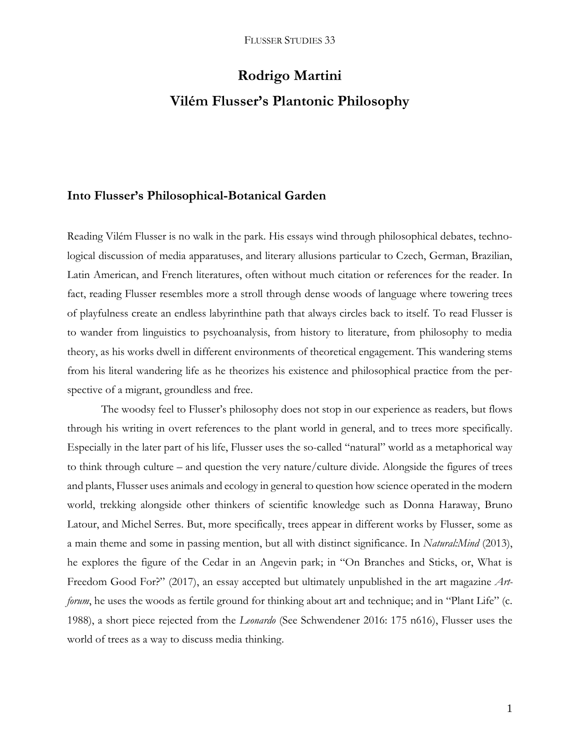# Rodrigo Martini

# Vilém Flusser's Plantonic Philosophy

## Into Flusser's Philosophical-Botanical Garden

Reading Vilém Flusser is no walk in the park. His essays wind through philosophical debates, technological discussion of media apparatuses, and literary allusions particular to Czech, German, Brazilian, Latin American, and French literatures, often without much citation or references for the reader. In fact, reading Flusser resembles more a stroll through dense woods of language where towering trees of playfulness create an endless labyrinthine path that always circles back to itself. To read Flusser is to wander from linguistics to psychoanalysis, from history to literature, from philosophy to media theory, as his works dwell in different environments of theoretical engagement. This wandering stems from his literal wandering life as he theorizes his existence and philosophical practice from the perspective of a migrant, groundless and free.

The woodsy feel to Flusser's philosophy does not stop in our experience as readers, but flows through his writing in overt references to the plant world in general, and to trees more specifically. Especially in the later part of his life, Flusser uses the so-called "natural" world as a metaphorical way to think through culture – and question the very nature/culture divide. Alongside the figures of trees and plants, Flusser uses animals and ecology in general to question how science operated in the modern world, trekking alongside other thinkers of scientific knowledge such as Donna Haraway, Bruno Latour, and Michel Serres. But, more specifically, trees appear in different works by Flusser, some as a main theme and some in passing mention, but all with distinct significance. In *Natural:Mind* (2013), he explores the figure of the Cedar in an Angevin park; in "On Branches and Sticks, or, What is Freedom Good For?" (2017), an essay accepted but ultimately unpublished in the art magazine *Artforum*, he uses the woods as fertile ground for thinking about art and technique; and in "Plant Life" (c. 1988), a short piece rejected from the *Leonardo* (See Schwendener 2016: 175 n616), Flusser uses the world of trees as a way to discuss media thinking.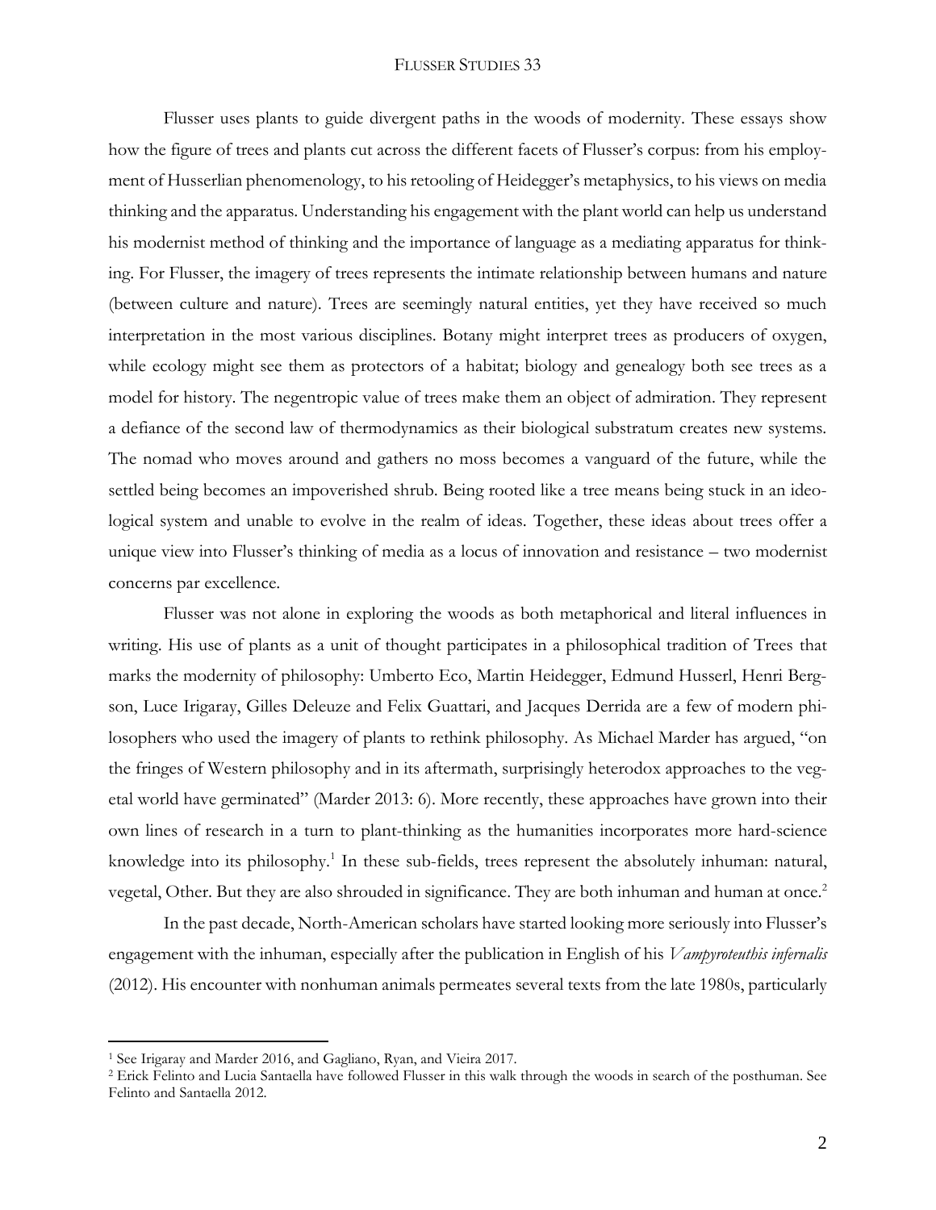Flusser uses plants to guide divergent paths in the woods of modernity. These essays show how the figure of trees and plants cut across the different facets of Flusser's corpus: from his employment of Husserlian phenomenology, to his retooling of Heidegger's metaphysics, to his views on media thinking and the apparatus. Understanding his engagement with the plant world can help us understand his modernist method of thinking and the importance of language as a mediating apparatus for thinking. For Flusser, the imagery of trees represents the intimate relationship between humans and nature (between culture and nature). Trees are seemingly natural entities, yet they have received so much interpretation in the most various disciplines. Botany might interpret trees as producers of oxygen, while ecology might see them as protectors of a habitat; biology and genealogy both see trees as a model for history. The negentropic value of trees make them an object of admiration. They represent a defiance of the second law of thermodynamics as their biological substratum creates new systems. The nomad who moves around and gathers no moss becomes a vanguard of the future, while the settled being becomes an impoverished shrub. Being rooted like a tree means being stuck in an ideological system and unable to evolve in the realm of ideas. Together, these ideas about trees offer a unique view into Flusser's thinking of media as a locus of innovation and resistance – two modernist concerns par excellence.

Flusser was not alone in exploring the woods as both metaphorical and literal influences in writing. His use of plants as a unit of thought participates in a philosophical tradition of Trees that marks the modernity of philosophy: Umberto Eco, Martin Heidegger, Edmund Husserl, Henri Bergson, Luce Irigaray, Gilles Deleuze and Felix Guattari, and Jacques Derrida are a few of modern philosophers who used the imagery of plants to rethink philosophy. As Michael Marder has argued, "on the fringes of Western philosophy and in its aftermath, surprisingly heterodox approaches to the vegetal world have germinated" (Marder 2013: 6). More recently, these approaches have grown into their own lines of research in a turn to plant-thinking as the humanities incorporates more hard-science knowledge into its philosophy.[1] In these sub-fields, trees represent the absolutely inhuman: natural, vegetal, Other. But they are also shrouded in significance. They are both inhuman and human at once.[2]

In the past decade, North-American scholars have started looking more seriously into Flusser's engagement with the inhuman, especially after the publication in English of his *Vampyroteuthis infernalis* (2012). His encounter with nonhuman animals permeates several texts from the late 1980s, particularly

---

[1] See Irigaray and Marder 2016, and Gagliano, Ryan, and Vieira 2017.

[2] Erick Felinto and Lucia Santaella have followed Flusser in this walk through the woods in search of the posthuman. See Felinto and Santaella 2012.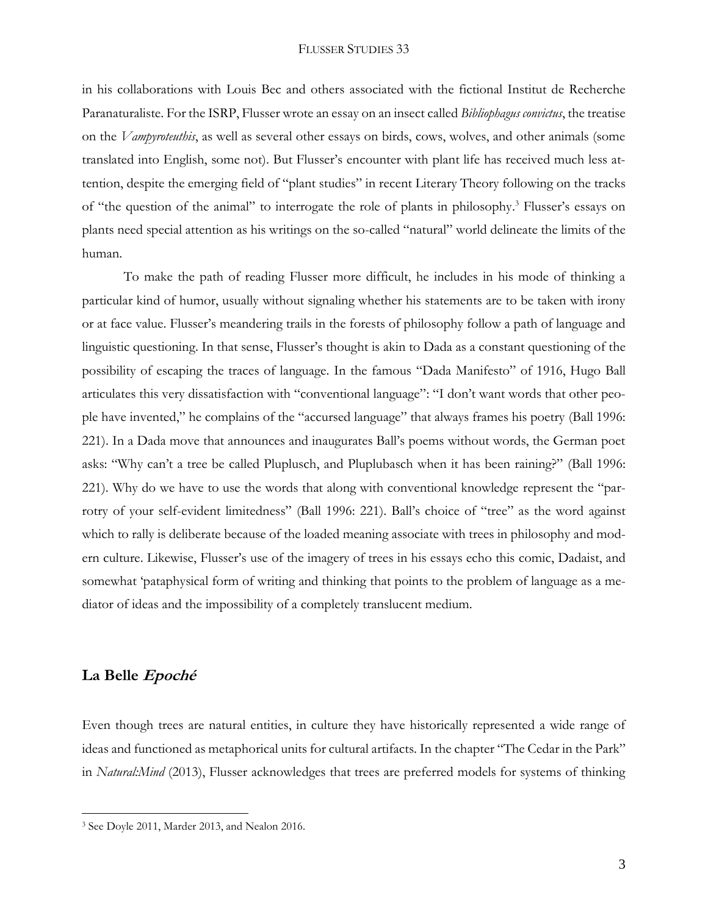in his collaborations with Louis Bec and others associated with the fictional Institut de Recherche Paranaturaliste. For the ISRP, Flusser wrote an essay on an insect called *Bibliophagus convictus*, the treatise on the *Vampyroteuthis*, as well as several other essays on birds, cows, wolves, and other animals (some translated into English, some not). But Flusser's encounter with plant life has received much less attention, despite the emerging field of "plant studies" in recent Literary Theory following on the tracks of "the question of the animal" to interrogate the role of plants in philosophy.[3] Flusser's essays on plants need special attention as his writings on the so-called "natural" world delineate the limits of the human.

To make the path of reading Flusser more difficult, he includes in his mode of thinking a particular kind of humor, usually without signaling whether his statements are to be taken with irony or at face value. Flusser's meandering trails in the forests of philosophy follow a path of language and linguistic questioning. In that sense, Flusser's thought is akin to Dada as a constant questioning of the possibility of escaping the traces of language. In the famous "Dada Manifesto" of 1916, Hugo Ball articulates this very dissatisfaction with "conventional language": "I don't want words that other people have invented," he complains of the "accursed language" that always frames his poetry (Ball 1996: 221). In a Dada move that announces and inaugurates Ball's poems without words, the German poet asks: "Why can't a tree be called Pluplusch, and Pluplubasch when it has been raining?" (Ball 1996: 221). Why do we have to use the words that along with conventional knowledge represent the "parrotry of your self-evident limitedness" (Ball 1996: 221). Ball's choice of "tree" as the word against which to rally is deliberate because of the loaded meaning associate with trees in philosophy and modern culture. Likewise, Flusser's use of the imagery of trees in his essays echo this comic, Dadaist, and somewhat 'pataphysical form of writing and thinking that points to the problem of language as a mediator of ideas and the impossibility of a completely translucent medium.

## La Belle *Epoché*

Even though trees are natural entities, in culture they have historically represented a wide range of ideas and functioned as metaphorical units for cultural artifacts. In the chapter "The Cedar in the Park" in *Natural:Mind* (2013), Flusser acknowledges that trees are preferred models for systems of thinking

[3] See Doyle 2011, Marder 2013, and Nealon 2016.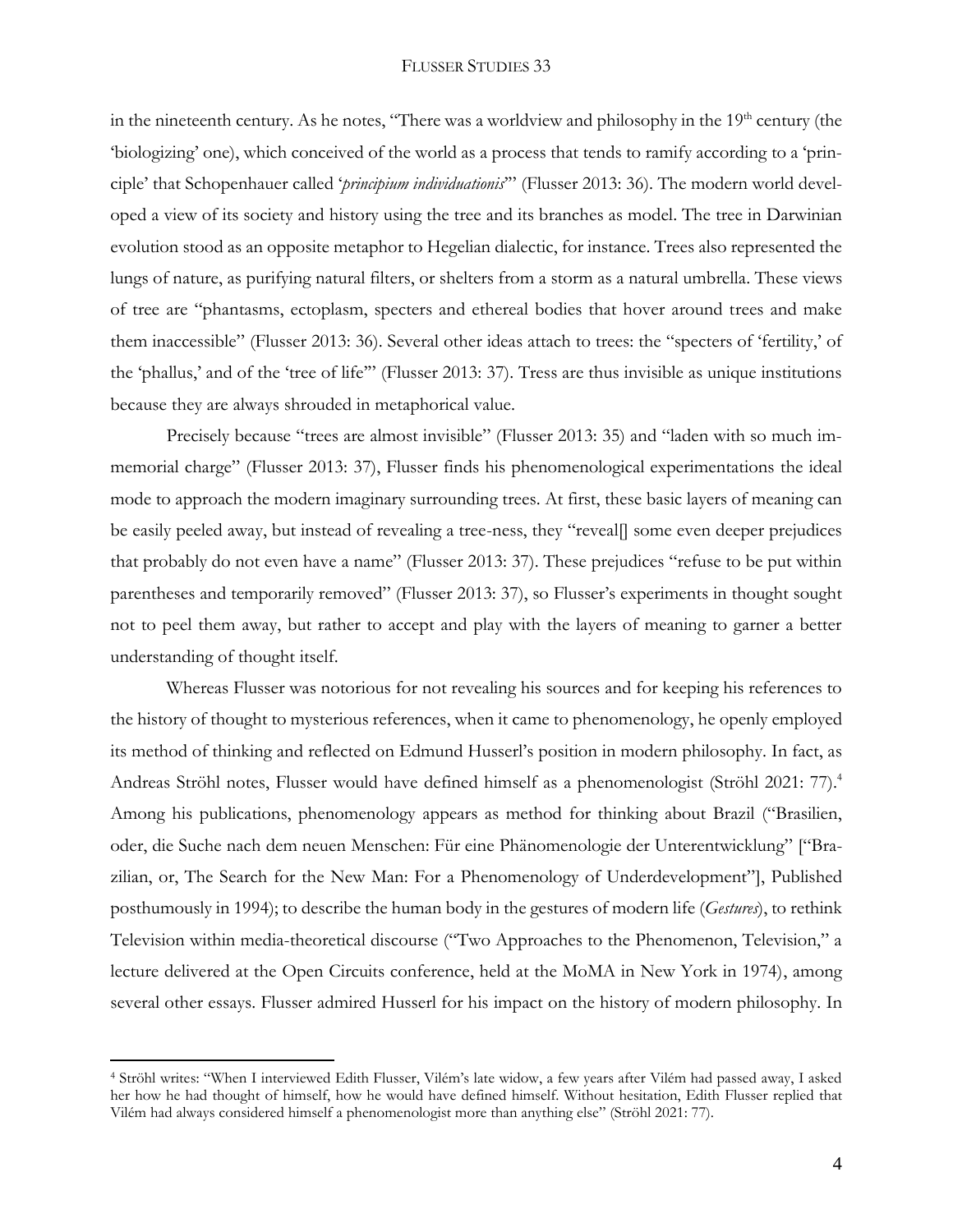in the nineteenth century. As he notes, "There was a worldview and philosophy in the 19th century (the 'biologizing' one), which conceived of the world as a process that tends to ramify according to a 'principle' that Schopenhauer called '*principium individuationis*'" (Flusser 2013: 36). The modern world developed a view of its society and history using the tree and its branches as model. The tree in Darwinian evolution stood as an opposite metaphor to Hegelian dialectic, for instance. Trees also represented the lungs of nature, as purifying natural filters, or shelters from a storm as a natural umbrella. These views of tree are "phantasms, ectoplasm, specters and ethereal bodies that hover around trees and make them inaccessible" (Flusser 2013: 36). Several other ideas attach to trees: the "specters of 'fertility,' of the 'phallus,' and of the 'tree of life'" (Flusser 2013: 37). Tress are thus invisible as unique institutions because they are always shrouded in metaphorical value.

Precisely because "trees are almost invisible" (Flusser 2013: 35) and "laden with so much immemorial charge" (Flusser 2013: 37), Flusser finds his phenomenological experimentations the ideal mode to approach the modern imaginary surrounding trees. At first, these basic layers of meaning can be easily peeled away, but instead of revealing a tree-ness, they "reveal[] some even deeper prejudices that probably do not even have a name" (Flusser 2013: 37). These prejudices "refuse to be put within parentheses and temporarily removed" (Flusser 2013: 37), so Flusser's experiments in thought sought not to peel them away, but rather to accept and play with the layers of meaning to garner a better understanding of thought itself.

Whereas Flusser was notorious for not revealing his sources and for keeping his references to the history of thought to mysterious references, when it came to phenomenology, he openly employed its method of thinking and reflected on Edmund Husserl's position in modern philosophy. In fact, as Andreas Ströhl notes, Flusser would have defined himself as a phenomenologist (Ströhl 2021: 77).[4] Among his publications, phenomenology appears as method for thinking about Brazil ("Brasilien, oder, die Suche nach dem neuen Menschen: Für eine Phänomenologie der Unterentwicklung" ["Brazilian, or, The Search for the New Man: For a Phenomenology of Underdevelopment"], Published posthumously in 1994); to describe the human body in the gestures of modern life (*Gestures*), to rethink Television within media-theoretical discourse ("Two Approaches to the Phenomenon, Television," a lecture delivered at the Open Circuits conference, held at the MoMA in New York in 1974), among several other essays. Flusser admired Husserl for his impact on the history of modern philosophy. In

[4] Ströhl writes: "When I interviewed Edith Flusser, Vilém's late widow, a few years after Vilém had passed away, I asked her how he had thought of himself, how he would have defined himself. Without hesitation, Edith Flusser replied that Vilém had always considered himself a phenomenologist more than anything else" (Ströhl 2021: 77).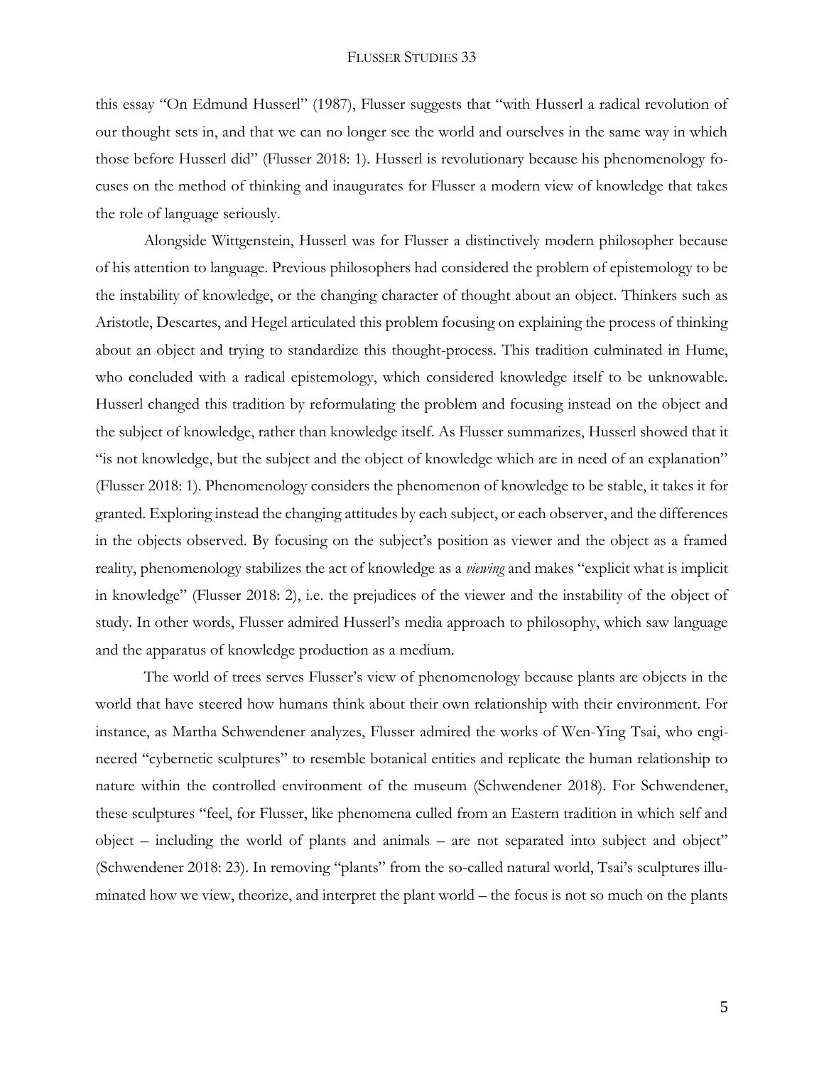this essay "On Edmund Husserl" (1987), Flusser suggests that "with Husserl a radical revolution of our thought sets in, and that we can no longer see the world and ourselves in the same way in which those before Husserl did" (Flusser 2018: 1). Husserl is revolutionary because his phenomenology focuses on the method of thinking and inaugurates for Flusser a modern view of knowledge that takes the role of language seriously.

Alongside Wittgenstein, Husserl was for Flusser a distinctively modern philosopher because of his attention to language. Previous philosophers had considered the problem of epistemology to be the instability of knowledge, or the changing character of thought about an object. Thinkers such as Aristotle, Descartes, and Hegel articulated this problem focusing on explaining the process of thinking about an object and trying to standardize this thought-process. This tradition culminated in Hume, who concluded with a radical epistemology, which considered knowledge itself to be unknowable. Husserl changed this tradition by reformulating the problem and focusing instead on the object and the subject of knowledge, rather than knowledge itself. As Flusser summarizes, Husserl showed that it "is not knowledge, but the subject and the object of knowledge which are in need of an explanation" (Flusser 2018: 1). Phenomenology considers the phenomenon of knowledge to be stable, it takes it for granted. Exploring instead the changing attitudes by each subject, or each observer, and the differences in the objects observed. By focusing on the subject's position as viewer and the object as a framed reality, phenomenology stabilizes the act of knowledge as a *viewing* and makes "explicit what is implicit in knowledge" (Flusser 2018: 2), i.e. the prejudices of the viewer and the instability of the object of study. In other words, Flusser admired Husserl's media approach to philosophy, which saw language and the apparatus of knowledge production as a medium.

The world of trees serves Flusser's view of phenomenology because plants are objects in the world that have steered how humans think about their own relationship with their environment. For instance, as Martha Schwendener analyzes, Flusser admired the works of Wen-Ying Tsai, who engineered "cybernetic sculptures" to resemble botanical entities and replicate the human relationship to nature within the controlled environment of the museum (Schwendener 2018). For Schwendener, these sculptures "feel, for Flusser, like phenomena culled from an Eastern tradition in which self and object – including the world of plants and animals – are not separated into subject and object" (Schwendener 2018: 23). In removing "plants" from the so-called natural world, Tsai's sculptures illuminated how we view, theorize, and interpret the plant world – the focus is not so much on the plants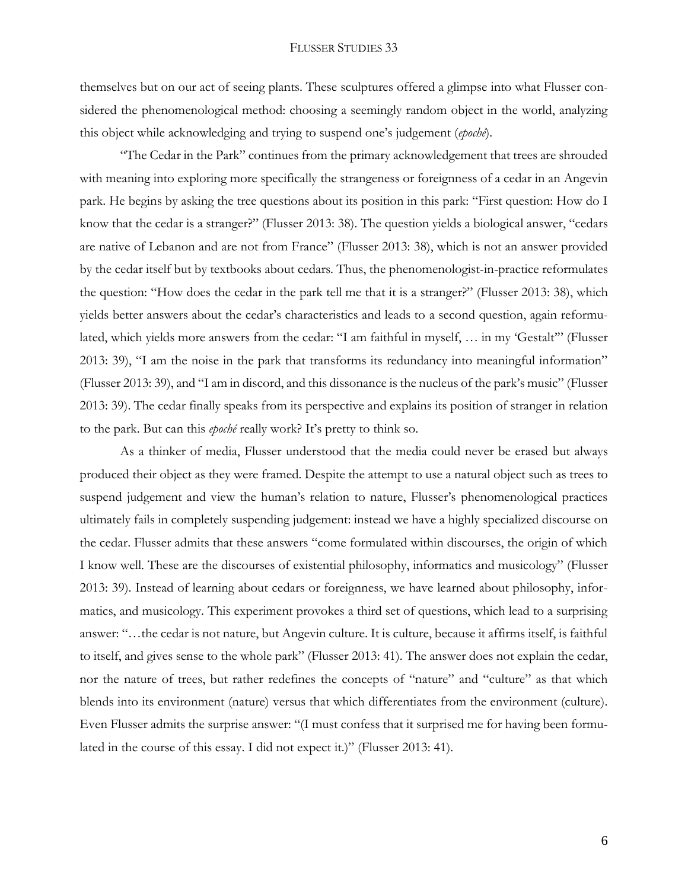themselves but on our act of seeing plants. These sculptures offered a glimpse into what Flusser considered the phenomenological method: choosing a seemingly random object in the world, analyzing this object while acknowledging and trying to suspend one's judgement (*epoché*).

"The Cedar in the Park" continues from the primary acknowledgement that trees are shrouded with meaning into exploring more specifically the strangeness or foreignness of a cedar in an Angevin park. He begins by asking the tree questions about its position in this park: "First question: How do I know that the cedar is a stranger?" (Flusser 2013: 38). The question yields a biological answer, "cedars are native of Lebanon and are not from France" (Flusser 2013: 38), which is not an answer provided by the cedar itself but by textbooks about cedars. Thus, the phenomenologist-in-practice reformulates the question: "How does the cedar in the park tell me that it is a stranger?" (Flusser 2013: 38), which yields better answers about the cedar's characteristics and leads to a second question, again reformulated, which yields more answers from the cedar: "I am faithful in myself, … in my 'Gestalt'" (Flusser 2013: 39), "I am the noise in the park that transforms its redundancy into meaningful information" (Flusser 2013: 39), and "I am in discord, and this dissonance is the nucleus of the park's music" (Flusser 2013: 39). The cedar finally speaks from its perspective and explains its position of stranger in relation to the park. But can this *epoché* really work? It's pretty to think so.

As a thinker of media, Flusser understood that the media could never be erased but always produced their object as they were framed. Despite the attempt to use a natural object such as trees to suspend judgement and view the human's relation to nature, Flusser's phenomenological practices ultimately fails in completely suspending judgement: instead we have a highly specialized discourse on the cedar. Flusser admits that these answers "come formulated within discourses, the origin of which I know well. These are the discourses of existential philosophy, informatics and musicology" (Flusser 2013: 39). Instead of learning about cedars or foreignness, we have learned about philosophy, informatics, and musicology. This experiment provokes a third set of questions, which lead to a surprising answer: "…the cedar is not nature, but Angevin culture. It is culture, because it affirms itself, is faithful to itself, and gives sense to the whole park" (Flusser 2013: 41). The answer does not explain the cedar, nor the nature of trees, but rather redefines the concepts of "nature" and "culture" as that which blends into its environment (nature) versus that which differentiates from the environment (culture). Even Flusser admits the surprise answer: "(I must confess that it surprised me for having been formulated in the course of this essay. I did not expect it.)" (Flusser 2013: 41).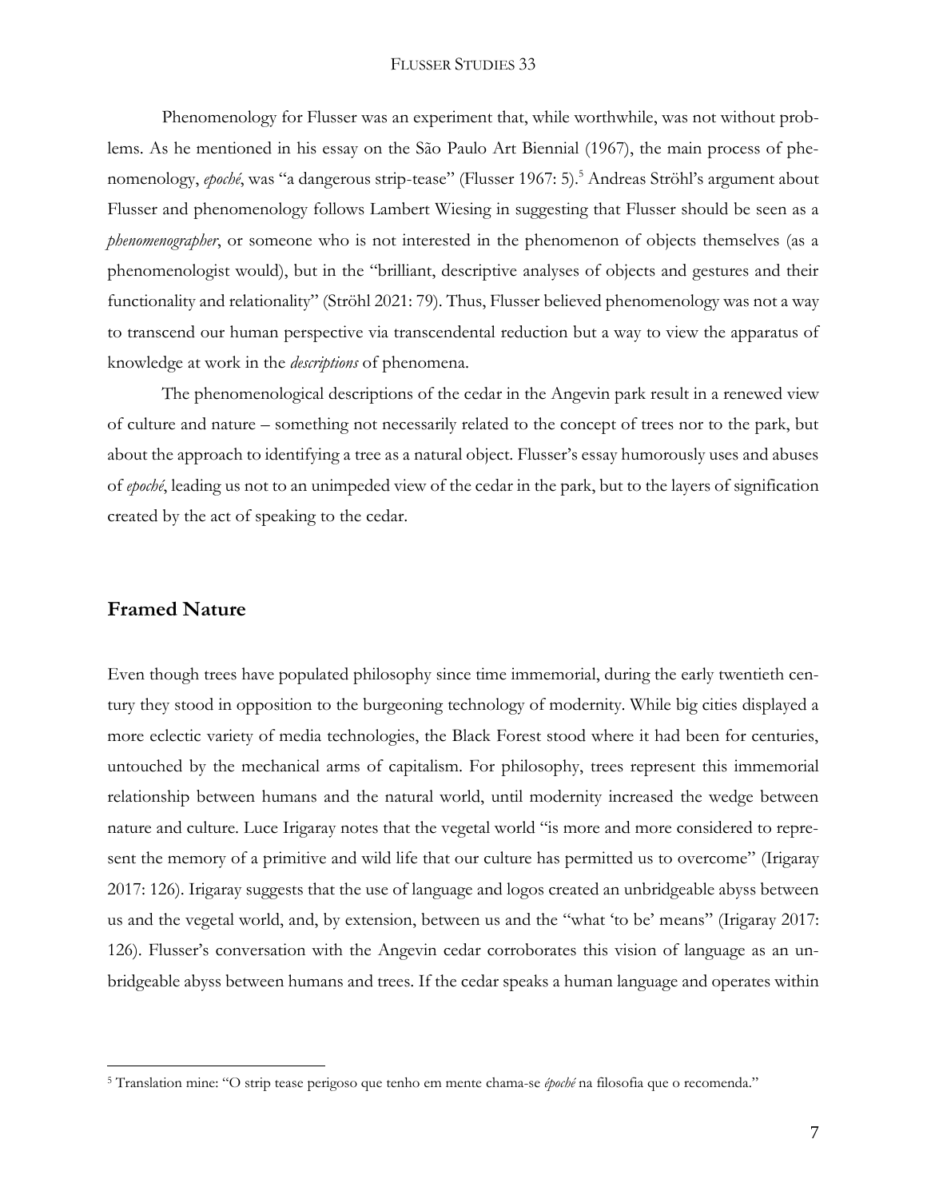Phenomenology for Flusser was an experiment that, while worthwhile, was not without problems. As he mentioned in his essay on the São Paulo Art Biennial (1967), the main process of phenomenology, *epoché*, was "a dangerous strip-tease" (Flusser 1967: 5).[5] Andreas Ströhl's argument about Flusser and phenomenology follows Lambert Wiesing in suggesting that Flusser should be seen as a *phenomenographer*, or someone who is not interested in the phenomenon of objects themselves (as a phenomenologist would), but in the "brilliant, descriptive analyses of objects and gestures and their functionality and relationality" (Ströhl 2021: 79). Thus, Flusser believed phenomenology was not a way to transcend our human perspective via transcendental reduction but a way to view the apparatus of knowledge at work in the *descriptions* of phenomena.

The phenomenological descriptions of the cedar in the Angevin park result in a renewed view of culture and nature – something not necessarily related to the concept of trees nor to the park, but about the approach to identifying a tree as a natural object. Flusser's essay humorously uses and abuses of *epoché*, leading us not to an unimpeded view of the cedar in the park, but to the layers of signification created by the act of speaking to the cedar.

## Framed Nature

Even though trees have populated philosophy since time immemorial, during the early twentieth century they stood in opposition to the burgeoning technology of modernity. While big cities displayed a more eclectic variety of media technologies, the Black Forest stood where it had been for centuries, untouched by the mechanical arms of capitalism. For philosophy, trees represent this immemorial relationship between humans and the natural world, until modernity increased the wedge between nature and culture. Luce Irigaray notes that the vegetal world "is more and more considered to represent the memory of a primitive and wild life that our culture has permitted us to overcome" (Irigaray 2017: 126). Irigaray suggests that the use of language and logos created an unbridgeable abyss between us and the vegetal world, and, by extension, between us and the "what 'to be' means" (Irigaray 2017: 126). Flusser's conversation with the Angevin cedar corroborates this vision of language as an unbridgeable abyss between humans and trees. If the cedar speaks a human language and operates within

[5] Translation mine: "O strip tease perigoso que tenho em mente chama-se *époché* na filosofia que o recomenda."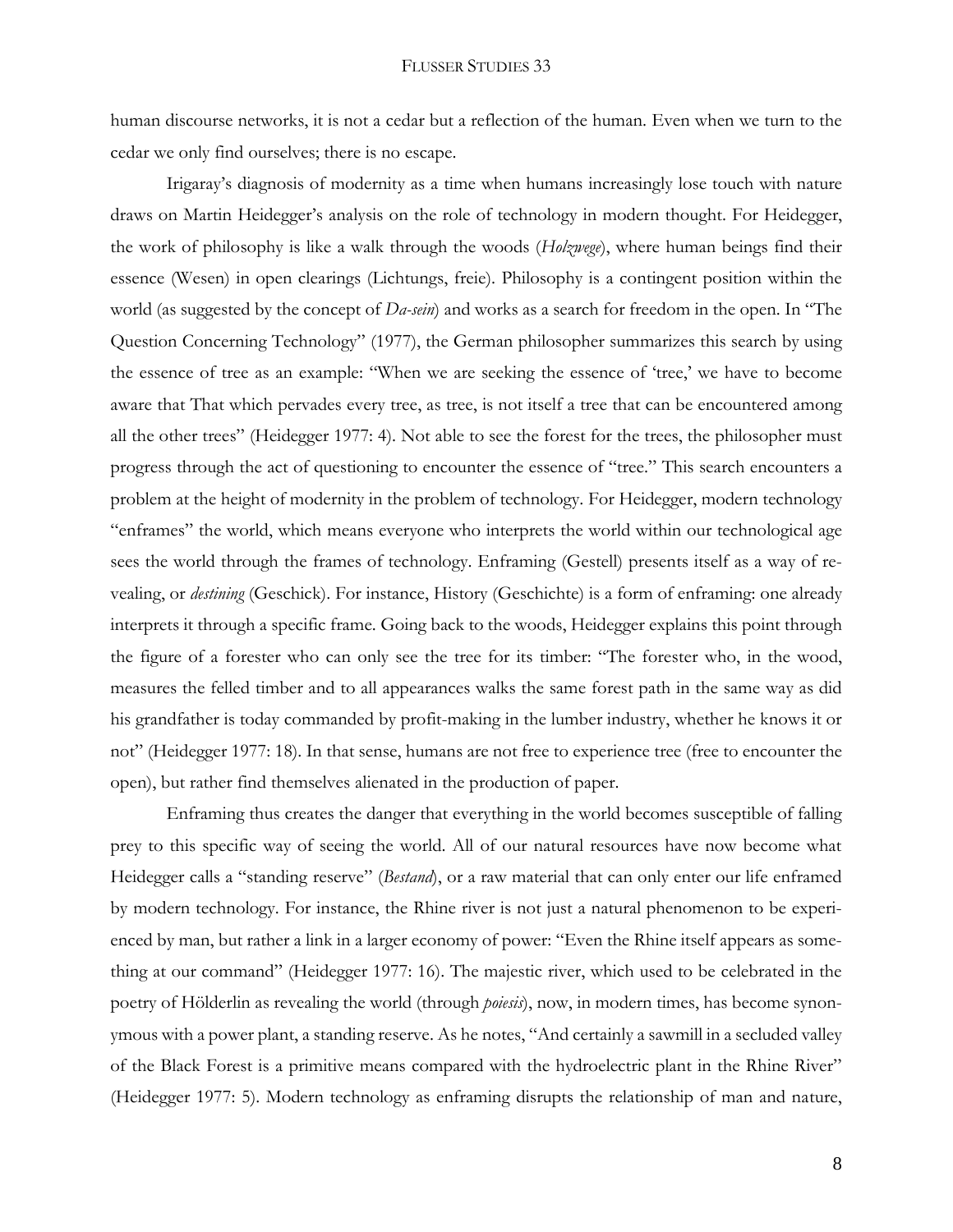human discourse networks, it is not a cedar but a reflection of the human. Even when we turn to the cedar we only find ourselves; there is no escape.

Irigaray's diagnosis of modernity as a time when humans increasingly lose touch with nature draws on Martin Heidegger's analysis on the role of technology in modern thought. For Heidegger, the work of philosophy is like a walk through the woods (*Holzwege*), where human beings find their essence (Wesen) in open clearings (Lichtungs, freie). Philosophy is a contingent position within the world (as suggested by the concept of *Da-sein*) and works as a search for freedom in the open. In "The Question Concerning Technology" (1977), the German philosopher summarizes this search by using the essence of tree as an example: "When we are seeking the essence of 'tree,' we have to become aware that That which pervades every tree, as tree, is not itself a tree that can be encountered among all the other trees" (Heidegger 1977: 4). Not able to see the forest for the trees, the philosopher must progress through the act of questioning to encounter the essence of "tree." This search encounters a problem at the height of modernity in the problem of technology. For Heidegger, modern technology "enframes" the world, which means everyone who interprets the world within our technological age sees the world through the frames of technology. Enframing (Gestell) presents itself as a way of revealing, or *destining* (Geschick). For instance, History (Geschichte) is a form of enframing: one already interprets it through a specific frame. Going back to the woods, Heidegger explains this point through the figure of a forester who can only see the tree for its timber: "The forester who, in the wood, measures the felled timber and to all appearances walks the same forest path in the same way as did his grandfather is today commanded by profit-making in the lumber industry, whether he knows it or not" (Heidegger 1977: 18). In that sense, humans are not free to experience tree (free to encounter the open), but rather find themselves alienated in the production of paper.

Enframing thus creates the danger that everything in the world becomes susceptible of falling prey to this specific way of seeing the world. All of our natural resources have now become what Heidegger calls a "standing reserve" (*Bestand*), or a raw material that can only enter our life enframed by modern technology. For instance, the Rhine river is not just a natural phenomenon to be experienced by man, but rather a link in a larger economy of power: "Even the Rhine itself appears as something at our command" (Heidegger 1977: 16). The majestic river, which used to be celebrated in the poetry of Hölderlin as revealing the world (through *poiesis*), now, in modern times, has become synonymous with a power plant, a standing reserve. As he notes, "And certainly a sawmill in a secluded valley of the Black Forest is a primitive means compared with the hydroelectric plant in the Rhine River" (Heidegger 1977: 5). Modern technology as enframing disrupts the relationship of man and nature,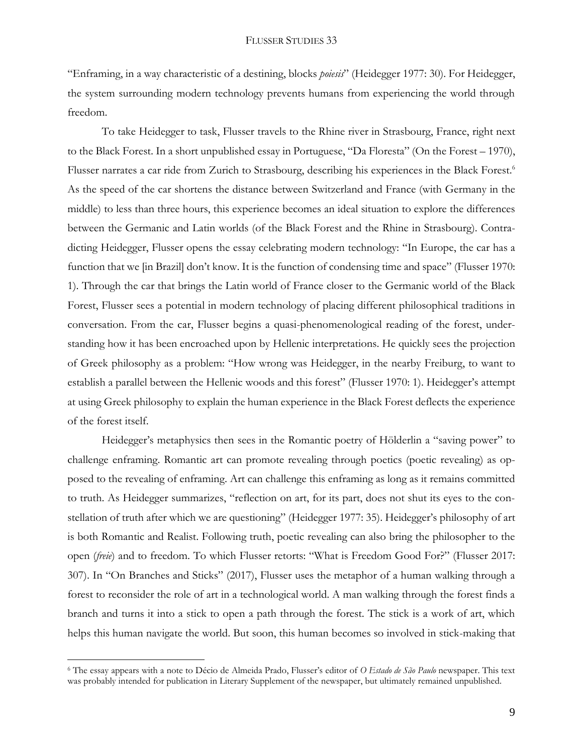"Enframing, in a way characteristic of a destining, blocks *poiesis*" (Heidegger 1977: 30). For Heidegger, the system surrounding modern technology prevents humans from experiencing the world through freedom.

To take Heidegger to task, Flusser travels to the Rhine river in Strasbourg, France, right next to the Black Forest. In a short unpublished essay in Portuguese, "Da Floresta" (On the Forest – 1970), Flusser narrates a car ride from Zurich to Strasbourg, describing his experiences in the Black Forest.[6] As the speed of the car shortens the distance between Switzerland and France (with Germany in the middle) to less than three hours, this experience becomes an ideal situation to explore the differences between the Germanic and Latin worlds (of the Black Forest and the Rhine in Strasbourg). Contradicting Heidegger, Flusser opens the essay celebrating modern technology: "In Europe, the car has a function that we [in Brazil] don't know. It is the function of condensing time and space" (Flusser 1970: 1). Through the car that brings the Latin world of France closer to the Germanic world of the Black Forest, Flusser sees a potential in modern technology of placing different philosophical traditions in conversation. From the car, Flusser begins a quasi-phenomenological reading of the forest, understanding how it has been encroached upon by Hellenic interpretations. He quickly sees the projection of Greek philosophy as a problem: "How wrong was Heidegger, in the nearby Freiburg, to want to establish a parallel between the Hellenic woods and this forest" (Flusser 1970: 1). Heidegger's attempt at using Greek philosophy to explain the human experience in the Black Forest deflects the experience of the forest itself.

Heidegger's metaphysics then sees in the Romantic poetry of Hölderlin a "saving power" to challenge enframing. Romantic art can promote revealing through poetics (poetic revealing) as opposed to the revealing of enframing. Art can challenge this enframing as long as it remains committed to truth. As Heidegger summarizes, "reflection on art, for its part, does not shut its eyes to the constellation of truth after which we are questioning" (Heidegger 1977: 35). Heidegger's philosophy of art is both Romantic and Realist. Following truth, poetic revealing can also bring the philosopher to the open (*freie*) and to freedom. To which Flusser retorts: "What is Freedom Good For?" (Flusser 2017: 307). In "On Branches and Sticks" (2017), Flusser uses the metaphor of a human walking through a forest to reconsider the role of art in a technological world. A man walking through the forest finds a branch and turns it into a stick to open a path through the forest. The stick is a work of art, which helps this human navigate the world. But soon, this human becomes so involved in stick-making that

---

[6] The essay appears with a note to Décio de Almeida Prado, Flusser's editor of *O Estado de São Paulo* newspaper. This text was probably intended for publication in Literary Supplement of the newspaper, but ultimately remained unpublished.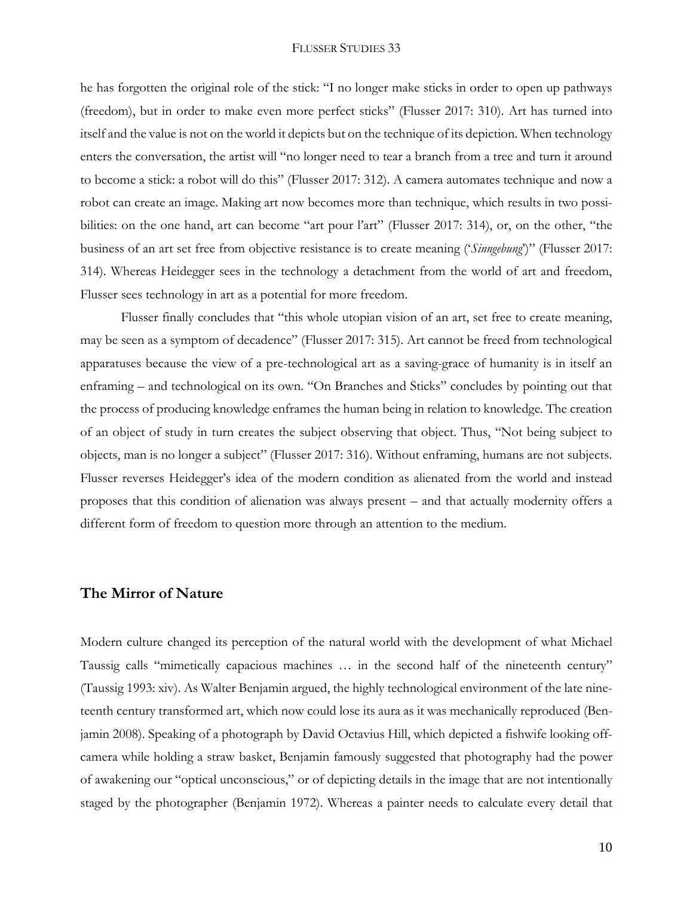he has forgotten the original role of the stick: "I no longer make sticks in order to open up pathways (freedom), but in order to make even more perfect sticks" (Flusser 2017: 310). Art has turned into itself and the value is not on the world it depicts but on the technique of its depiction. When technology enters the conversation, the artist will "no longer need to tear a branch from a tree and turn it around to become a stick: a robot will do this" (Flusser 2017: 312). A camera automates technique and now a robot can create an image. Making art now becomes more than technique, which results in two possibilities: on the one hand, art can become "art pour l'art" (Flusser 2017: 314), or, on the other, "the business of an art set free from objective resistance is to create meaning ('*Sinngebung*')" (Flusser 2017: 314). Whereas Heidegger sees in the technology a detachment from the world of art and freedom, Flusser sees technology in art as a potential for more freedom.

Flusser finally concludes that "this whole utopian vision of an art, set free to create meaning, may be seen as a symptom of decadence" (Flusser 2017: 315). Art cannot be freed from technological apparatuses because the view of a pre-technological art as a saving-grace of humanity is in itself an enframing – and technological on its own. "On Branches and Sticks" concludes by pointing out that the process of producing knowledge enframes the human being in relation to knowledge. The creation of an object of study in turn creates the subject observing that object. Thus, "Not being subject to objects, man is no longer a subject" (Flusser 2017: 316). Without enframing, humans are not subjects. Flusser reverses Heidegger's idea of the modern condition as alienated from the world and instead proposes that this condition of alienation was always present – and that actually modernity offers a different form of freedom to question more through an attention to the medium.

## The Mirror of Nature

Modern culture changed its perception of the natural world with the development of what Michael Taussig calls "mimetically capacious machines … in the second half of the nineteenth century" (Taussig 1993: xiv). As Walter Benjamin argued, the highly technological environment of the late nineteenth century transformed art, which now could lose its aura as it was mechanically reproduced (Benjamin 2008). Speaking of a photograph by David Octavius Hill, which depicted a fishwife looking off-camera while holding a straw basket, Benjamin famously suggested that photography had the power of awakening our "optical unconscious," or of depicting details in the image that are not intentionally staged by the photographer (Benjamin 1972). Whereas a painter needs to calculate every detail that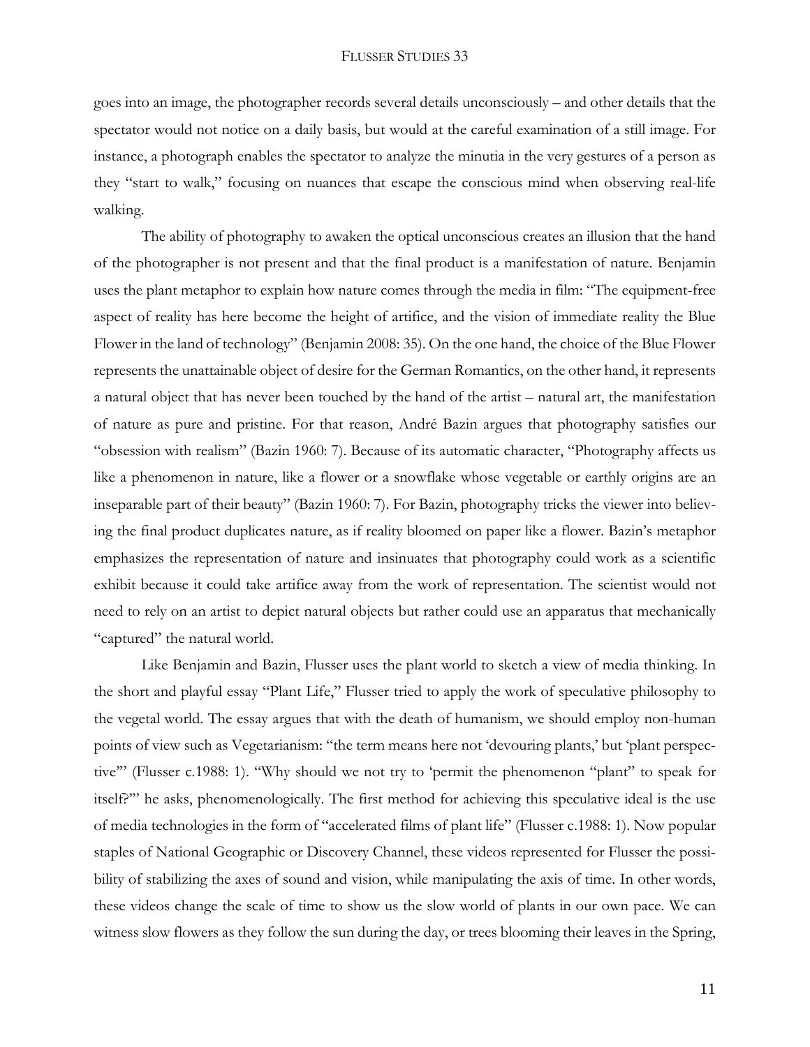goes into an image, the photographer records several details unconsciously – and other details that the spectator would not notice on a daily basis, but would at the careful examination of a still image. For instance, a photograph enables the spectator to analyze the minutia in the very gestures of a person as they "start to walk," focusing on nuances that escape the conscious mind when observing real-life walking.

The ability of photography to awaken the optical unconscious creates an illusion that the hand of the photographer is not present and that the final product is a manifestation of nature. Benjamin uses the plant metaphor to explain how nature comes through the media in film: "The equipment-free aspect of reality has here become the height of artifice, and the vision of immediate reality the Blue Flower in the land of technology" (Benjamin 2008: 35). On the one hand, the choice of the Blue Flower represents the unattainable object of desire for the German Romantics, on the other hand, it represents a natural object that has never been touched by the hand of the artist – natural art, the manifestation of nature as pure and pristine. For that reason, André Bazin argues that photography satisfies our "obsession with realism" (Bazin 1960: 7). Because of its automatic character, "Photography affects us like a phenomenon in nature, like a flower or a snowflake whose vegetable or earthly origins are an inseparable part of their beauty" (Bazin 1960: 7). For Bazin, photography tricks the viewer into believing the final product duplicates nature, as if reality bloomed on paper like a flower. Bazin's metaphor emphasizes the representation of nature and insinuates that photography could work as a scientific exhibit because it could take artifice away from the work of representation. The scientist would not need to rely on an artist to depict natural objects but rather could use an apparatus that mechanically "captured" the natural world.

Like Benjamin and Bazin, Flusser uses the plant world to sketch a view of media thinking. In the short and playful essay "Plant Life," Flusser tried to apply the work of speculative philosophy to the vegetal world. The essay argues that with the death of humanism, we should employ non-human points of view such as Vegetarianism: "the term means here not 'devouring plants,' but 'plant perspective'" (Flusser c.1988: 1). "Why should we not try to 'permit the phenomenon "plant" to speak for itself?'" he asks, phenomenologically. The first method for achieving this speculative ideal is the use of media technologies in the form of "accelerated films of plant life" (Flusser c.1988: 1). Now popular staples of National Geographic or Discovery Channel, these videos represented for Flusser the possibility of stabilizing the axes of sound and vision, while manipulating the axis of time. In other words, these videos change the scale of time to show us the slow world of plants in our own pace. We can witness slow flowers as they follow the sun during the day, or trees blooming their leaves in the Spring,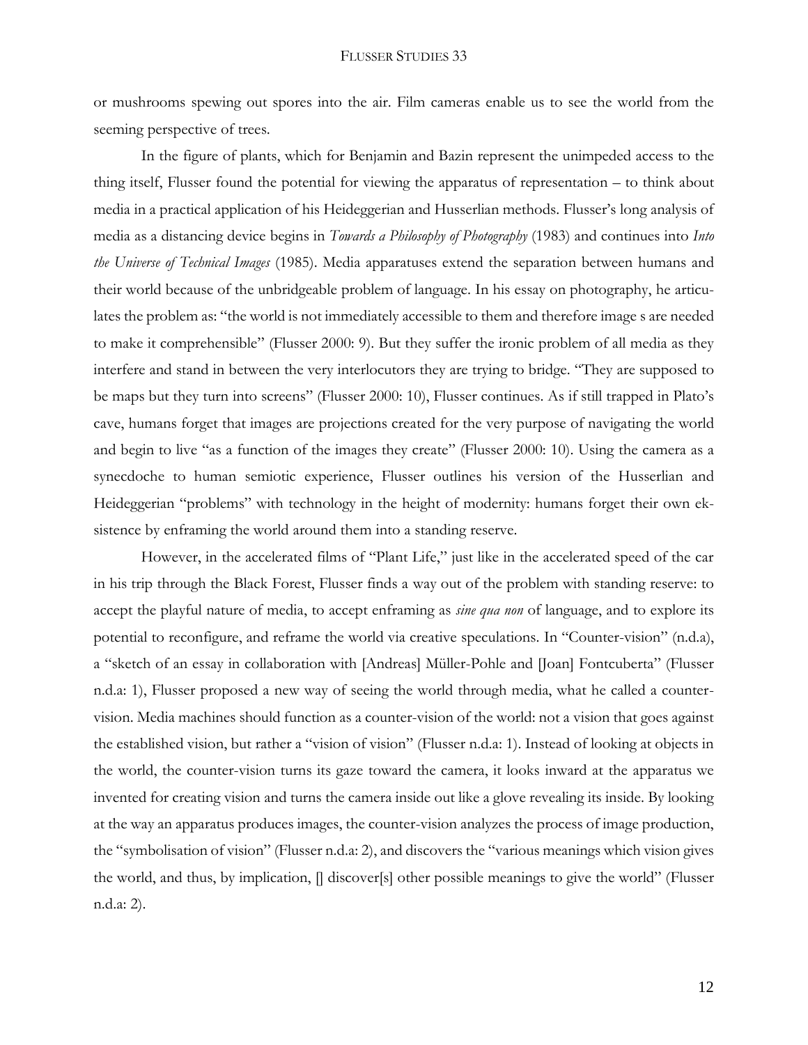or mushrooms spewing out spores into the air. Film cameras enable us to see the world from the seeming perspective of trees.

In the figure of plants, which for Benjamin and Bazin represent the unimpeded access to the thing itself, Flusser found the potential for viewing the apparatus of representation – to think about media in a practical application of his Heideggerian and Husserlian methods. Flusser's long analysis of media as a distancing device begins in *Towards a Philosophy of Photography* (1983) and continues into *Into the Universe of Technical Images* (1985). Media apparatuses extend the separation between humans and their world because of the unbridgeable problem of language. In his essay on photography, he articulates the problem as: "the world is not immediately accessible to them and therefore image s are needed to make it comprehensible" (Flusser 2000: 9). But they suffer the ironic problem of all media as they interfere and stand in between the very interlocutors they are trying to bridge. "They are supposed to be maps but they turn into screens" (Flusser 2000: 10), Flusser continues. As if still trapped in Plato's cave, humans forget that images are projections created for the very purpose of navigating the world and begin to live "as a function of the images they create" (Flusser 2000: 10). Using the camera as a synecdoche to human semiotic experience, Flusser outlines his version of the Husserlian and Heideggerian "problems" with technology in the height of modernity: humans forget their own ek-sistence by enframing the world around them into a standing reserve.

However, in the accelerated films of "Plant Life," just like in the accelerated speed of the car in his trip through the Black Forest, Flusser finds a way out of the problem with standing reserve: to accept the playful nature of media, to accept enframing as *sine qua non* of language, and to explore its potential to reconfigure, and reframe the world via creative speculations. In "Counter-vision" (n.d.a), a "sketch of an essay in collaboration with [Andreas] Müller-Pohle and [Joan] Fontcuberta" (Flusser n.d.a: 1), Flusser proposed a new way of seeing the world through media, what he called a counter-vision. Media machines should function as a counter-vision of the world: not a vision that goes against the established vision, but rather a "vision of vision" (Flusser n.d.a: 1). Instead of looking at objects in the world, the counter-vision turns its gaze toward the camera, it looks inward at the apparatus we invented for creating vision and turns the camera inside out like a glove revealing its inside. By looking at the way an apparatus produces images, the counter-vision analyzes the process of image production, the "symbolisation of vision" (Flusser n.d.a: 2), and discovers the "various meanings which vision gives the world, and thus, by implication, [] discover[s] other possible meanings to give the world" (Flusser n.d.a: 2).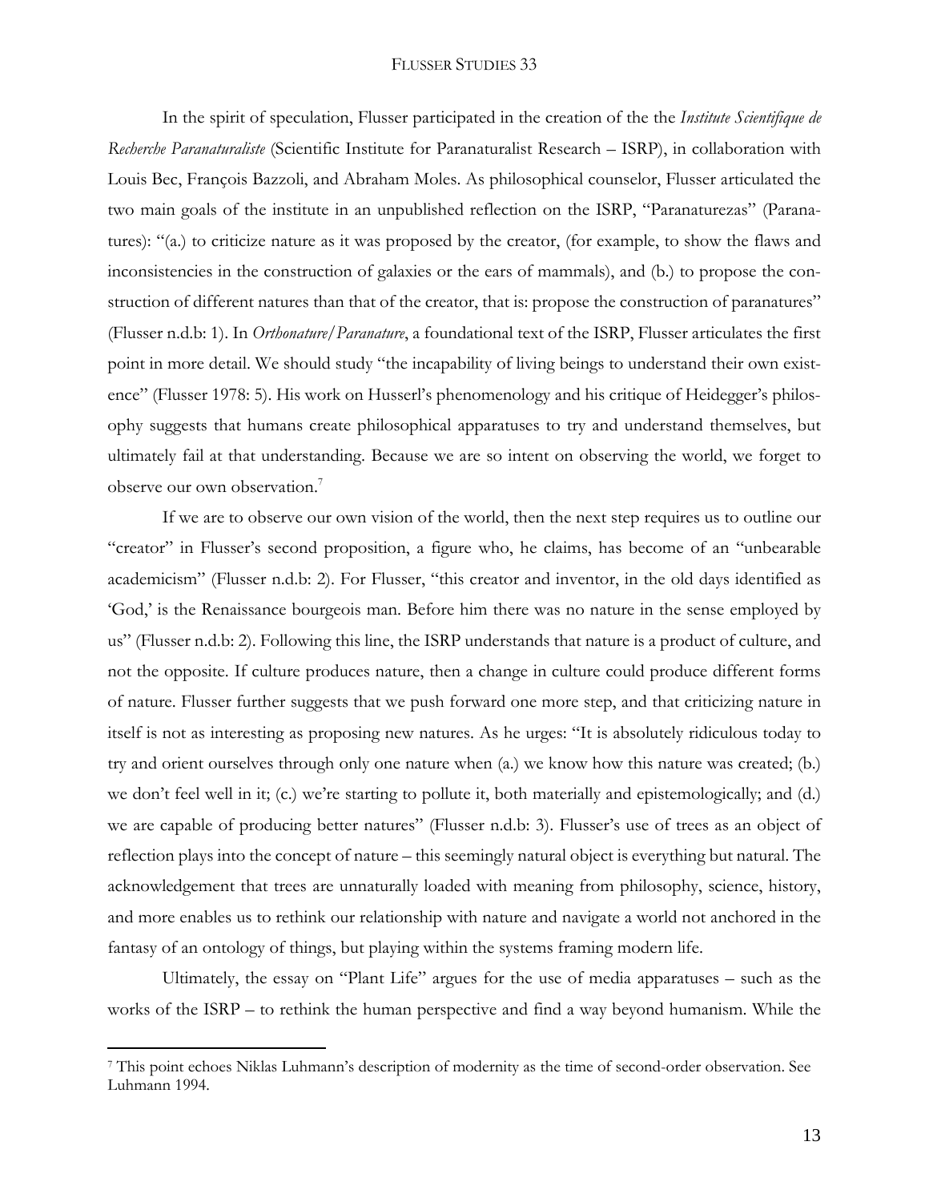In the spirit of speculation, Flusser participated in the creation of the the *Institute Scientifique de Recherche Paranaturaliste* (Scientific Institute for Paranaturalist Research – ISRP), in collaboration with Louis Bec, François Bazzoli, and Abraham Moles. As philosophical counselor, Flusser articulated the two main goals of the institute in an unpublished reflection on the ISRP, "Paranaturezas" (Paranatures): "(a.) to criticize nature as it was proposed by the creator, (for example, to show the flaws and inconsistencies in the construction of galaxies or the ears of mammals), and (b.) to propose the construction of different natures than that of the creator, that is: propose the construction of paranatures" (Flusser n.d.b: 1). In *Orthonature/Paranature*, a foundational text of the ISRP, Flusser articulates the first point in more detail. We should study "the incapability of living beings to understand their own existence" (Flusser 1978: 5). His work on Husserl's phenomenology and his critique of Heidegger's philosophy suggests that humans create philosophical apparatuses to try and understand themselves, but ultimately fail at that understanding. Because we are so intent on observing the world, we forget to observe our own observation.[7]

If we are to observe our own vision of the world, then the next step requires us to outline our "creator" in Flusser's second proposition, a figure who, he claims, has become of an "unbearable academicism" (Flusser n.d.b: 2). For Flusser, "this creator and inventor, in the old days identified as 'God,' is the Renaissance bourgeois man. Before him there was no nature in the sense employed by us" (Flusser n.d.b: 2). Following this line, the ISRP understands that nature is a product of culture, and not the opposite. If culture produces nature, then a change in culture could produce different forms of nature. Flusser further suggests that we push forward one more step, and that criticizing nature in itself is not as interesting as proposing new natures. As he urges: "It is absolutely ridiculous today to try and orient ourselves through only one nature when (a.) we know how this nature was created; (b.) we don't feel well in it; (c.) we're starting to pollute it, both materially and epistemologically; and (d.) we are capable of producing better natures" (Flusser n.d.b: 3). Flusser's use of trees as an object of reflection plays into the concept of nature – this seemingly natural object is everything but natural. The acknowledgement that trees are unnaturally loaded with meaning from philosophy, science, history, and more enables us to rethink our relationship with nature and navigate a world not anchored in the fantasy of an ontology of things, but playing within the systems framing modern life.

Ultimately, the essay on "Plant Life" argues for the use of media apparatuses – such as the works of the ISRP – to rethink the human perspective and find a way beyond humanism. While the

---

[7] This point echoes Niklas Luhmann's description of modernity as the time of second-order observation. See Luhmann 1994.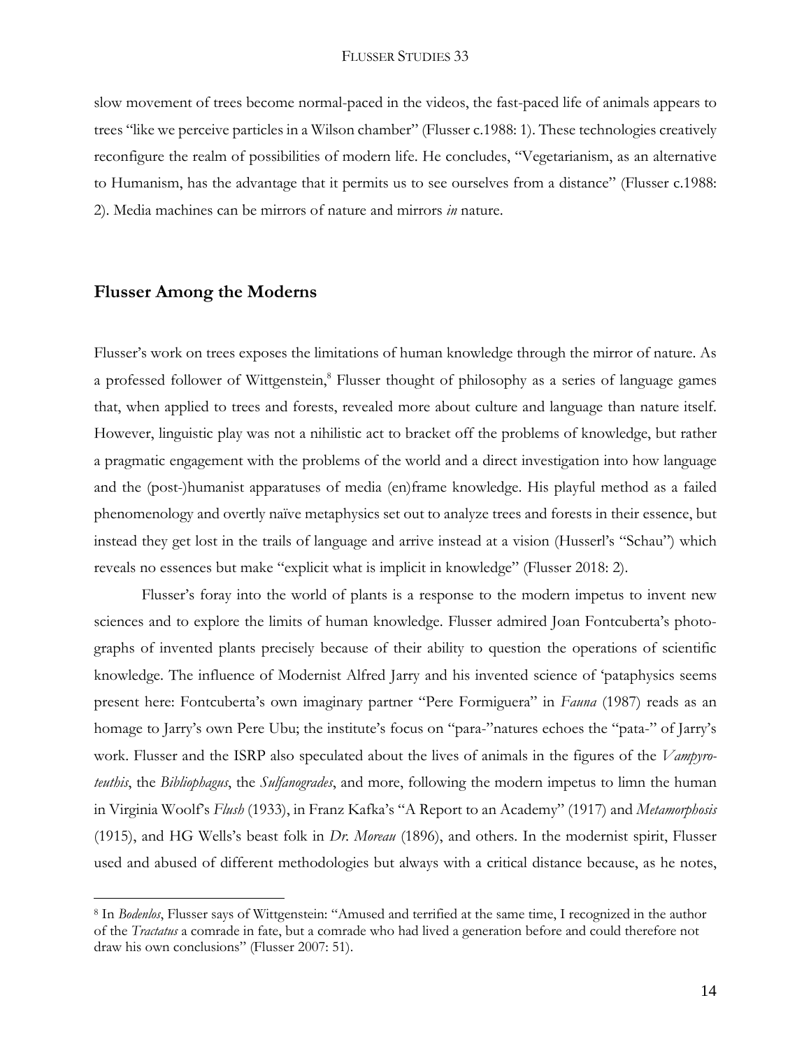slow movement of trees become normal-paced in the videos, the fast-paced life of animals appears to trees "like we perceive particles in a Wilson chamber" (Flusser c.1988: 1). These technologies creatively reconfigure the realm of possibilities of modern life. He concludes, "Vegetarianism, as an alternative to Humanism, has the advantage that it permits us to see ourselves from a distance" (Flusser c.1988: 2). Media machines can be mirrors of nature and mirrors *in* nature.

## Flusser Among the Moderns

Flusser's work on trees exposes the limitations of human knowledge through the mirror of nature. As a professed follower of Wittgenstein,[8] Flusser thought of philosophy as a series of language games that, when applied to trees and forests, revealed more about culture and language than nature itself. However, linguistic play was not a nihilistic act to bracket off the problems of knowledge, but rather a pragmatic engagement with the problems of the world and a direct investigation into how language and the (post-)humanist apparatuses of media (en)frame knowledge. His playful method as a failed phenomenology and overtly naïve metaphysics set out to analyze trees and forests in their essence, but instead they get lost in the trails of language and arrive instead at a vision (Husserl's "Schau") which reveals no essences but make "explicit what is implicit in knowledge" (Flusser 2018: 2).

Flusser's foray into the world of plants is a response to the modern impetus to invent new sciences and to explore the limits of human knowledge. Flusser admired Joan Fontcuberta's photographs of invented plants precisely because of their ability to question the operations of scientific knowledge. The influence of Modernist Alfred Jarry and his invented science of 'pataphysics seems present here: Fontcuberta's own imaginary partner "Pere Formiguera" in *Fauna* (1987) reads as an homage to Jarry's own Pere Ubu; the institute's focus on "para-"natures echoes the "pata-" of Jarry's work. Flusser and the ISRP also speculated about the lives of animals in the figures of the *Vampyroteuthis*, the *Bibliophagus*, the *Sulfanogrades*, and more, following the modern impetus to limn the human in Virginia Woolf's *Flush* (1933), in Franz Kafka's "A Report to an Academy" (1917) and *Metamorphosis* (1915), and HG Wells's beast folk in *Dr. Moreau* (1896), and others. In the modernist spirit, Flusser used and abused of different methodologies but always with a critical distance because, as he notes,

---

[8] In *Bodenlos*, Flusser says of Wittgenstein: "Amused and terrified at the same time, I recognized in the author of the *Tractatus* a comrade in fate, but a comrade who had lived a generation before and could therefore not draw his own conclusions" (Flusser 2007: 51).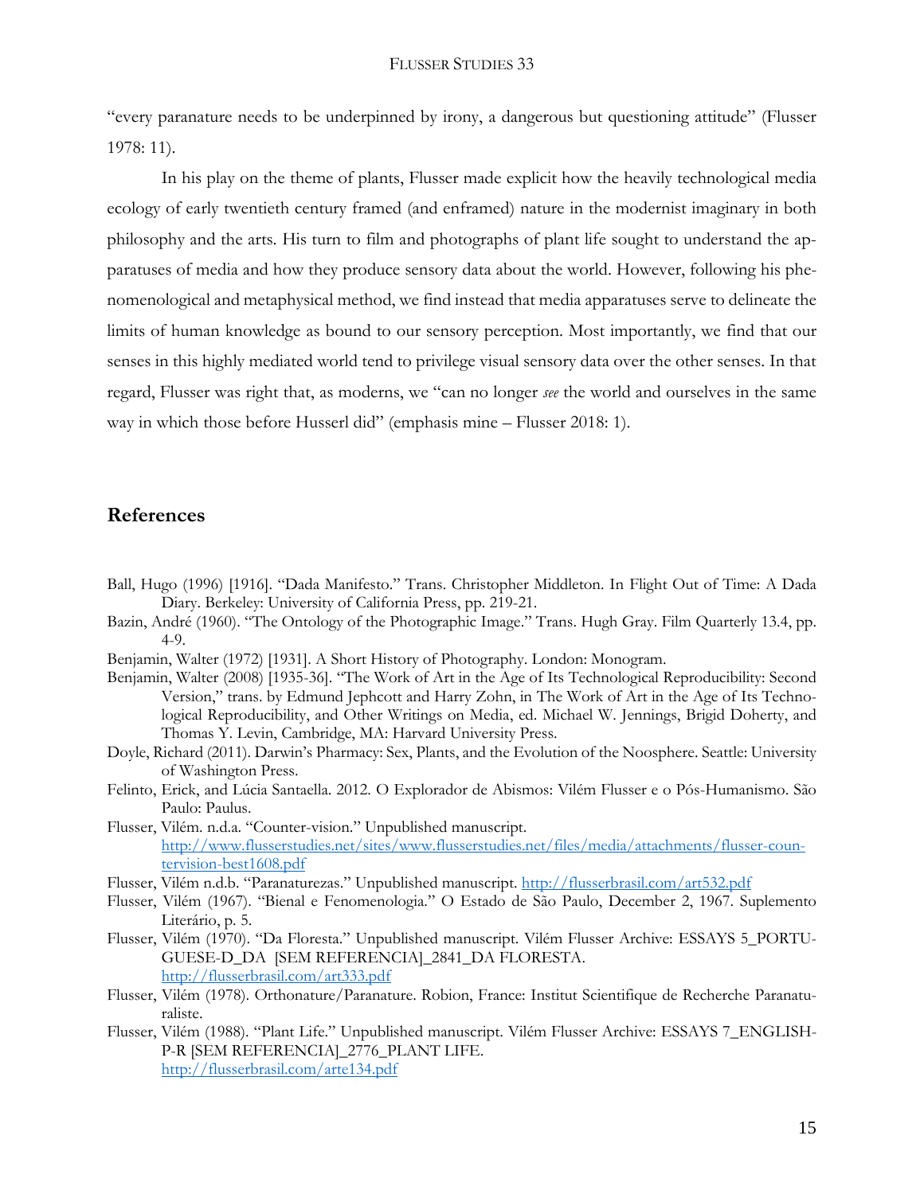"every paranature needs to be underpinned by irony, a dangerous but questioning attitude" (Flusser 1978: 11).

In his play on the theme of plants, Flusser made explicit how the heavily technological media ecology of early twentieth century framed (and enframed) nature in the modernist imaginary in both philosophy and the arts. His turn to film and photographs of plant life sought to understand the apparatuses of media and how they produce sensory data about the world. However, following his phenomenological and metaphysical method, we find instead that media apparatuses serve to delineate the limits of human knowledge as bound to our sensory perception. Most importantly, we find that our senses in this highly mediated world tend to privilege visual sensory data over the other senses. In that regard, Flusser was right that, as moderns, we "can no longer *see* the world and ourselves in the same way in which those before Husserl did" (emphasis mine – Flusser 2018: 1).

## References

Ball, Hugo (1996) [1916]. "Dada Manifesto." Trans. Christopher Middleton. In Flight Out of Time: A Dada Diary. Berkeley: University of California Press, pp. 219-21.

Bazin, André (1960). "The Ontology of the Photographic Image." Trans. Hugh Gray. Film Quarterly 13.4, pp. 4-9.

Benjamin, Walter (1972) [1931]. A Short History of Photography. London: Monogram.

Benjamin, Walter (2008) [1935-36]. "The Work of Art in the Age of Its Technological Reproducibility: Second Version," trans. by Edmund Jephcott and Harry Zohn, in The Work of Art in the Age of Its Technological Reproducibility, and Other Writings on Media, ed. Michael W. Jennings, Brigid Doherty, and Thomas Y. Levin, Cambridge, MA: Harvard University Press.

Doyle, Richard (2011). Darwin's Pharmacy: Sex, Plants, and the Evolution of the Noosphere. Seattle: University of Washington Press.

Felinto, Erick, and Lúcia Santaella. 2012. O Explorador de Abismos: Vilém Flusser e o Pós-Humanismo. São Paulo: Paulus.

Flusser, Vilém. n.d.a. "Counter-vision." Unpublished manuscript. http://www.flusserstudies.net/sites/www.flusserstudies.net/files/media/attachments/flusser-countervision-best1608.pdf

Flusser, Vilém n.d.b. "Paranaturezas." Unpublished manuscript. http://flusserbrasil.com/art532.pdf

Flusser, Vilém (1967). "Bienal e Fenomenologia." O Estado de São Paulo, December 2, 1967. Suplemento Literário, p. 5.

Flusser, Vilém (1970). "Da Floresta." Unpublished manuscript. Vilém Flusser Archive: ESSAYS 5_PORTUGUESE-D_DA [SEM REFERENCIA]_2841_DA FLORESTA. http://flusserbrasil.com/art333.pdf

Flusser, Vilém (1978). Orthonature/Paranature. Robion, France: Institut Scientifique de Recherche Paranaturaliste.

Flusser, Vilém (1988). "Plant Life." Unpublished manuscript. Vilém Flusser Archive: ESSAYS 7_ENGLISH-P-R [SEM REFERENCIA]_2776_PLANT LIFE. http://flusserbrasil.com/arte134.pdf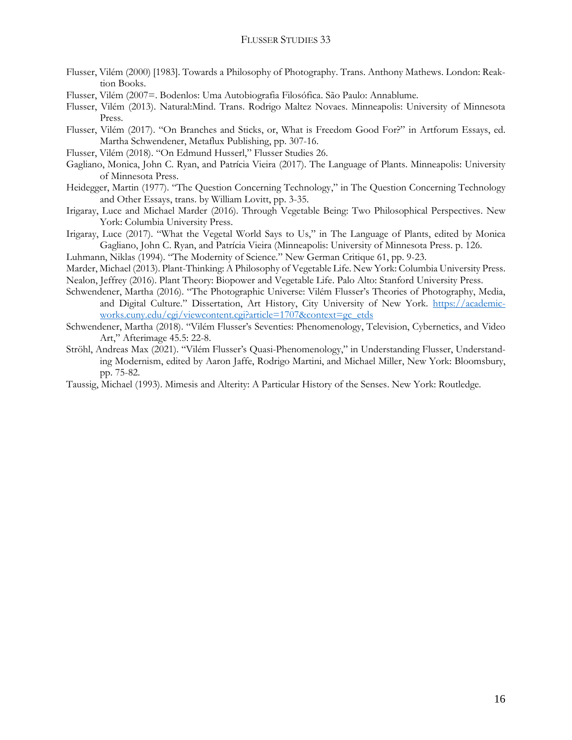Flusser, Vilém (2000) [1983]. Towards a Philosophy of Photography. Trans. Anthony Mathews. London: Reaktion Books.

Flusser, Vilém (2007=. Bodenlos: Uma Autobiografia Filosófica. São Paulo: Annablume.

Flusser, Vilém (2013). Natural:Mind. Trans. Rodrigo Maltez Novaes. Minneapolis: University of Minnesota Press.

Flusser, Vilém (2017). "On Branches and Sticks, or, What is Freedom Good For?" in Artforum Essays, ed. Martha Schwendener, Metaflux Publishing, pp. 307-16.

Flusser, Vilém (2018). "On Edmund Husserl," Flusser Studies 26.

Gagliano, Monica, John C. Ryan, and Patrícia Vieira (2017). The Language of Plants. Minneapolis: University of Minnesota Press.

Heidegger, Martin (1977). "The Question Concerning Technology," in The Question Concerning Technology and Other Essays, trans. by William Lovitt, pp. 3-35.

Irigaray, Luce and Michael Marder (2016). Through Vegetable Being: Two Philosophical Perspectives. New York: Columbia University Press.

Irigaray, Luce (2017). "What the Vegetal World Says to Us," in The Language of Plants, edited by Monica Gagliano, John C. Ryan, and Patrícia Vieira (Minneapolis: University of Minnesota Press. p. 126.

Luhmann, Niklas (1994). "The Modernity of Science." New German Critique 61, pp. 9-23.

Marder, Michael (2013). Plant-Thinking: A Philosophy of Vegetable Life. New York: Columbia University Press.

Nealon, Jeffrey (2016). Plant Theory: Biopower and Vegetable Life. Palo Alto: Stanford University Press.

Schwendener, Martha (2016). "The Photographic Universe: Vilém Flusser's Theories of Photography, Media, and Digital Culture." Dissertation, Art History, City University of New York. [https://academicworks.cuny.edu/cgi/viewcontent.cgi?article=1707&context=gc_etds](https://academicworks.cuny.edu/cgi/viewcontent.cgi?article=1707&context=gc_etds)

Schwendener, Martha (2018). "Vilém Flusser's Seventies: Phenomenology, Television, Cybernetics, and Video Art," Afterimage 45.5: 22-8.

Ströhl, Andreas Max (2021). "Vilém Flusser's Quasi-Phenomenology," in Understanding Flusser, Understanding Modernism, edited by Aaron Jaffe, Rodrigo Martini, and Michael Miller, New York: Bloomsbury, pp. 75-82.

Taussig, Michael (1993). Mimesis and Alterity: A Particular History of the Senses. New York: Routledge.